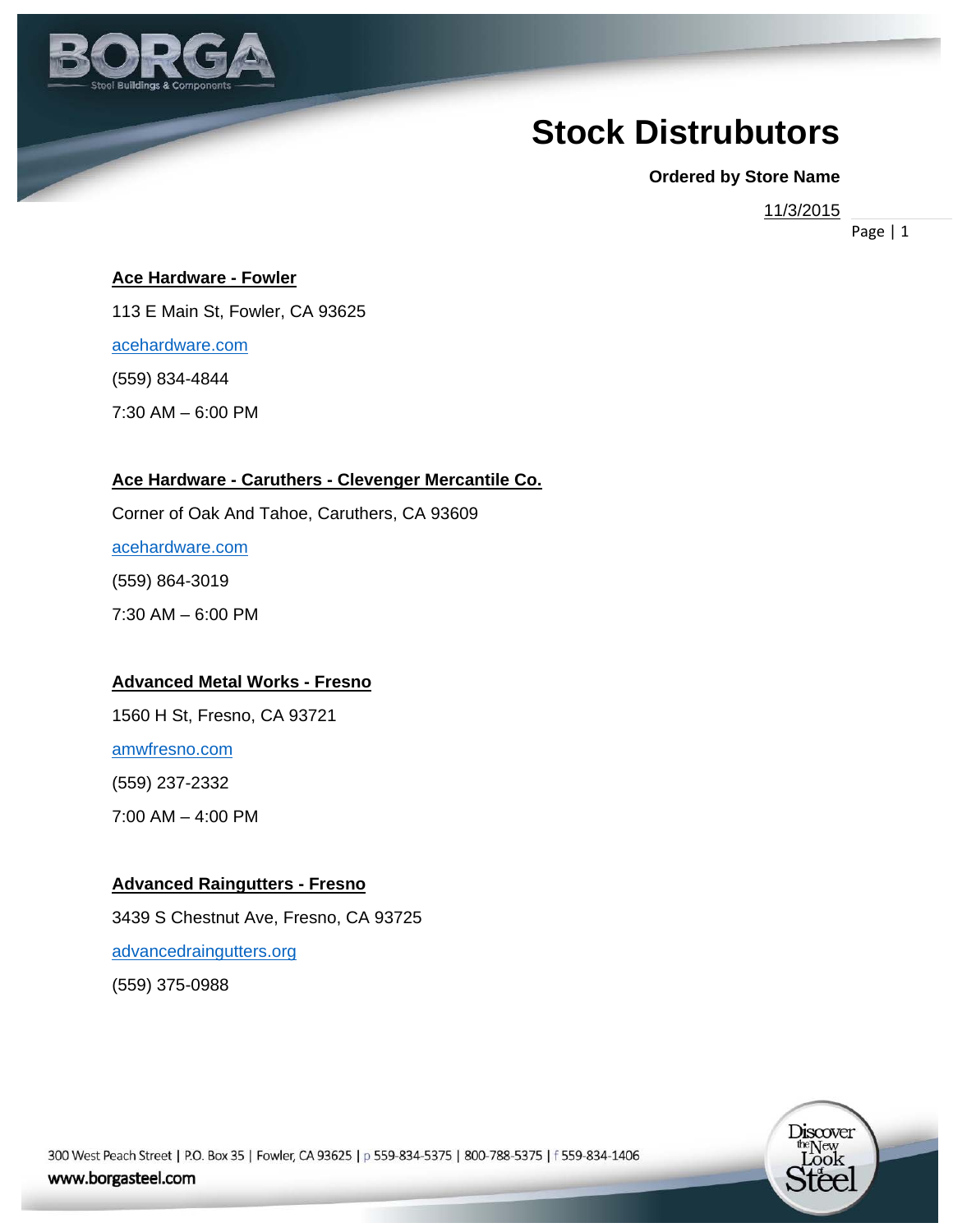# Stock Distrubutors

**Ordered by Store Name**

11/3/2015

**Ace Hardware - Fowler**

113 E Main St, Fowler, CA 93625

acehardware.com

(559) 834-4844

7:30 AM – 6:00 PM

**Ace Hardware - Caruthers - Clevenger Mercantile Co.**

Corner of Oak And Tahoe, Caruthers, CA 93609

acehardware.com

(559) 864-3019

7:30 AM – 6:00 PM

**Advanced Metal Works - Fresno**

1560 H St, Fresno, CA 93721

amwfresno.com

(559) 237-2332

7:00 AM – 4:00 PM

**Advanced Raingutters - Fresno**

3439 S Chestnut Ave, Fresno, CA 93725

advancedraingutters.org

(559) 375-0988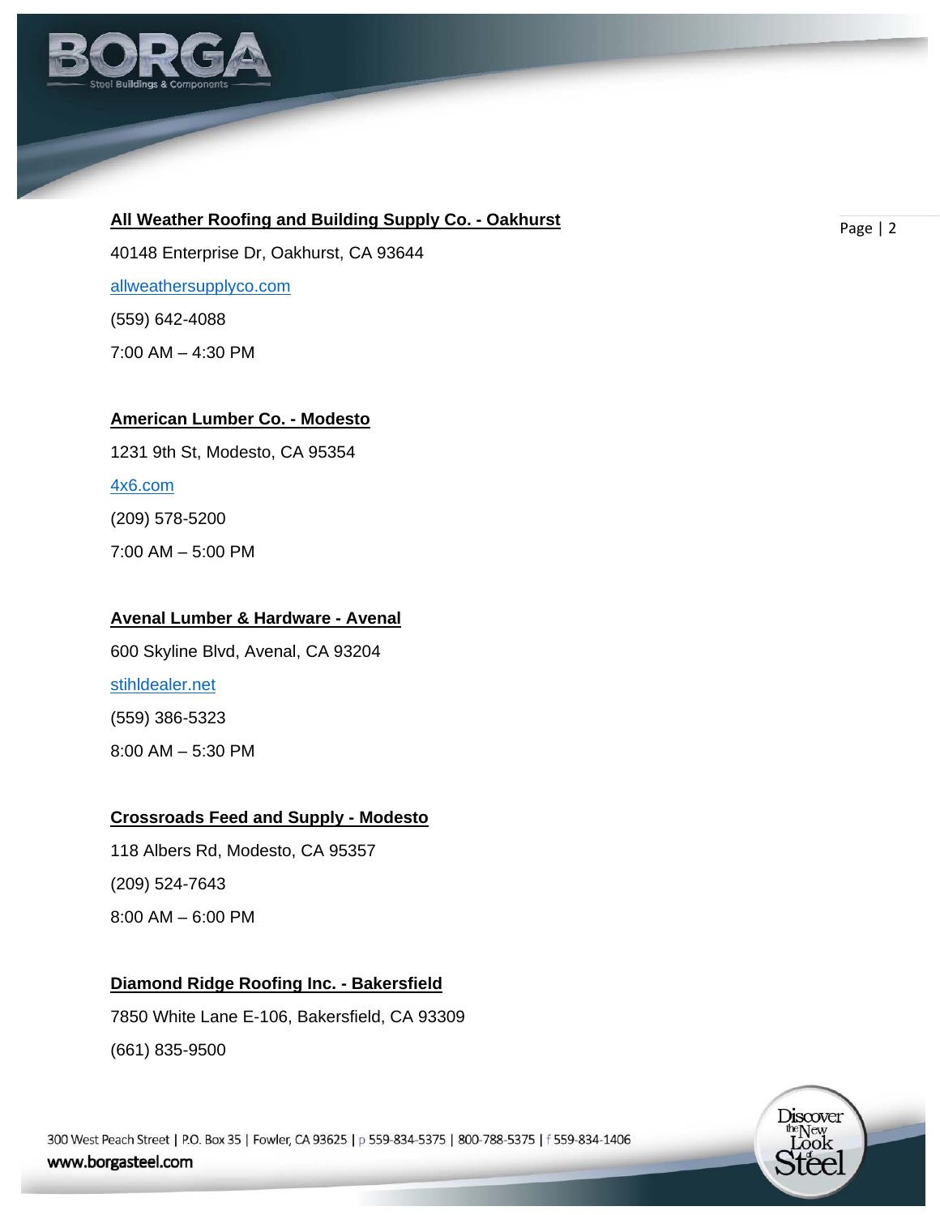**All Weather Roofing and Building Supply Co. - Oakhurst**

40148 Enterprise Dr, Oakhurst, CA 93644

allweathersupplyco.com

(559) 642-4088

7:00 AM – 4:30 PM

**American Lumber Co. - Modesto**

1231 9th St, Modesto, CA 95354

4x6.com

(209) 578-5200

7:00 AM – 5:00 PM

**Avenal Lumber & Hardware - Avenal**

600 Skyline Blvd, Avenal, CA 93204

stihldealer.net

(559) 386-5323

8:00 AM – 5:30 PM

**Crossroads Feed and Supply - Modesto**

118 Albers Rd, Modesto, CA 95357

(209) 524-7643

8:00 AM – 6:00 PM

**Diamond Ridge Roofing Inc. - Bakersfield**

7850 White Lane E-106, Bakersfield, CA 93309

(661) 835-9500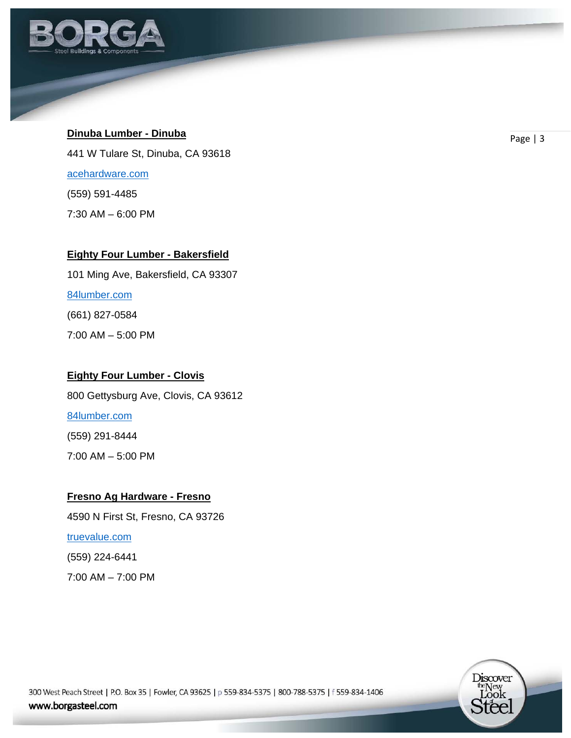**Dinuba Lumber - Dinuba**

441 W Tulare St, Dinuba, CA 93618

[acehardware.com](acehardware.com)

(559) 591-4485

7:30 AM – 6:00 PM

**Eighty Four Lumber - Bakersfield**

101 Ming Ave, Bakersfield, CA 93307

[84lumber.com](84lumber.com)

(661) 827-0584

7:00 AM – 5:00 PM

**Eighty Four Lumber - Clovis**

800 Gettysburg Ave, Clovis, CA 93612

[84lumber.com](84lumber.com)

(559) 291-8444

7:00 AM – 5:00 PM

**Fresno Ag Hardware - Fresno**

4590 N First St, Fresno, CA 93726

[truevalue.com](truevalue.com)

(559) 224-6441

7:00 AM – 7:00 PM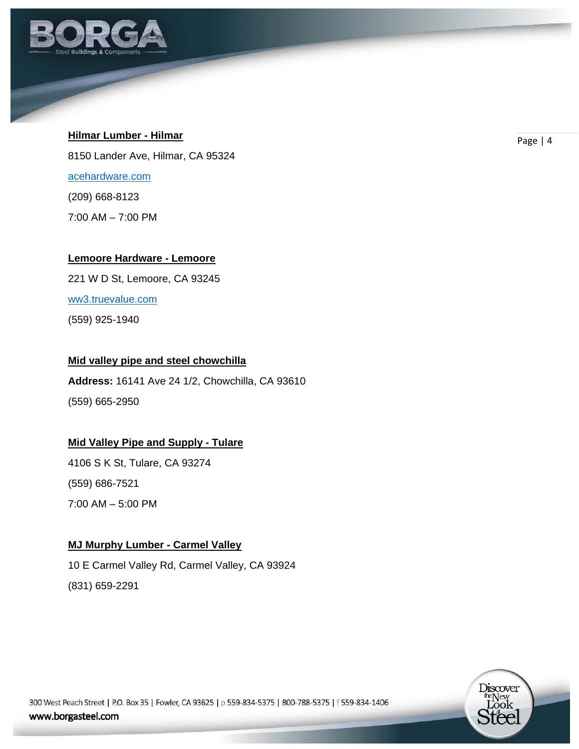**Hilmar Lumber - Hilmar**

8150 Lander Ave, Hilmar, CA 95324

acehardware.com

(209) 668-8123

7:00 AM – 7:00 PM

**Lemoore Hardware - Lemoore**

221 W D St, Lemoore, CA 93245

ww3.truevalue.com

(559) 925-1940

**Mid valley pipe and steel chowchilla**

**Address:** 16141 Ave 24 1/2, Chowchilla, CA 93610

(559) 665-2950

**Mid Valley Pipe and Supply - Tulare**

4106 S K St, Tulare, CA 93274

(559) 686-7521

7:00 AM – 5:00 PM

**MJ Murphy Lumber - Carmel Valley**

10 E Carmel Valley Rd, Carmel Valley, CA 93924

(831) 659-2291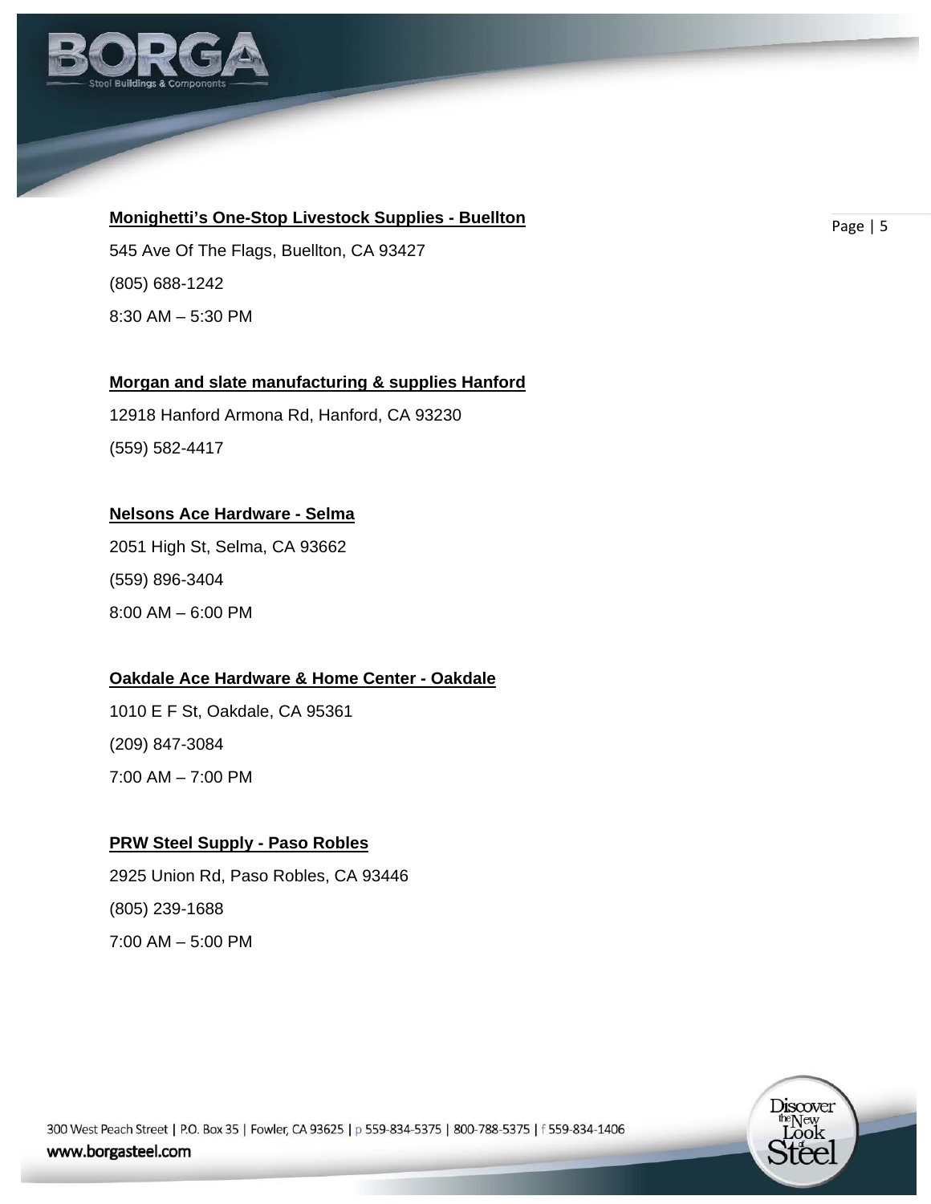**Monighetti's One-Stop Livestock Supplies - Buellton**

545 Ave Of The Flags, Buellton, CA 93427

(805) 688-1242

8:30 AM – 5:30 PM

**Morgan and slate manufacturing & supplies Hanford**

12918 Hanford Armona Rd, Hanford, CA 93230

(559) 582-4417

**Nelsons Ace Hardware - Selma**

2051 High St, Selma, CA 93662

(559) 896-3404

8:00 AM – 6:00 PM

**Oakdale Ace Hardware & Home Center - Oakdale**

1010 E F St, Oakdale, CA 95361

(209) 847-3084

7:00 AM – 7:00 PM

**PRW Steel Supply - Paso Robles**

2925 Union Rd, Paso Robles, CA 93446

(805) 239-1688

7:00 AM – 5:00 PM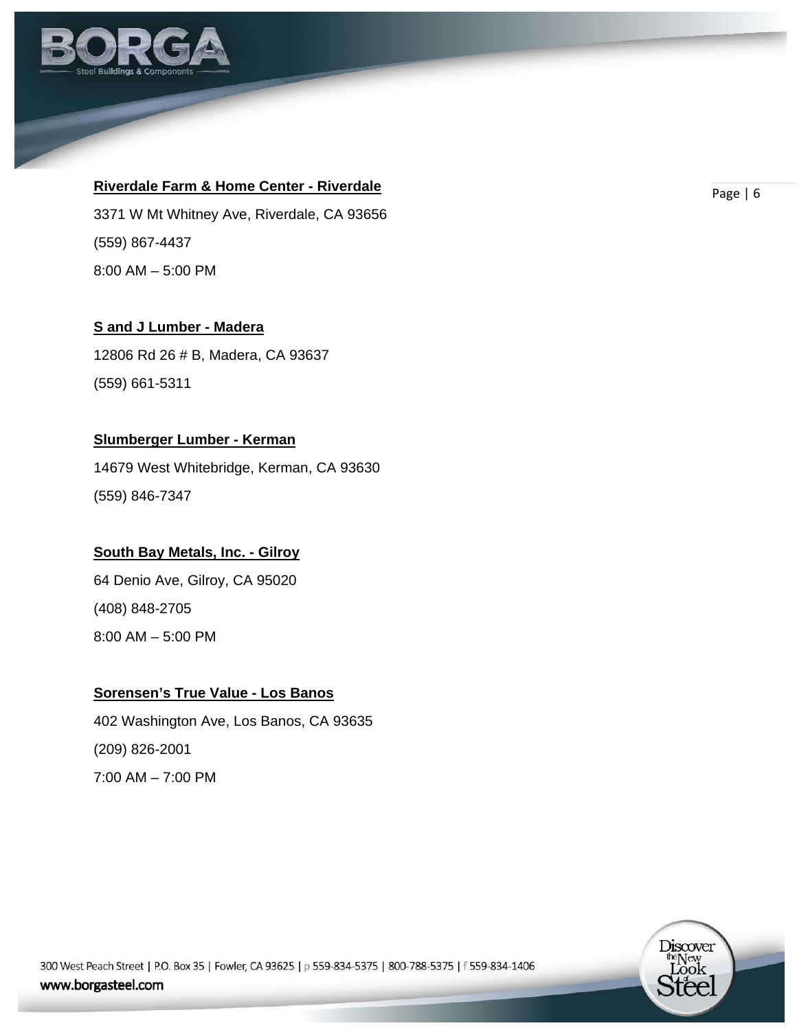**Riverdale Farm & Home Center - Riverdale**

3371 W Mt Whitney Ave, Riverdale, CA 93656

(559) 867-4437

8:00 AM – 5:00 PM

**S and J Lumber - Madera**

12806 Rd 26 # B, Madera, CA 93637

(559) 661-5311

**Slumberger Lumber - Kerman**

14679 West Whitebridge, Kerman, CA 93630

(559) 846-7347

**South Bay Metals, Inc. - Gilroy**

64 Denio Ave, Gilroy, CA 95020

(408) 848-2705

8:00 AM – 5:00 PM

**Sorensen's True Value - Los Banos**

402 Washington Ave, Los Banos, CA 93635

(209) 826-2001

7:00 AM – 7:00 PM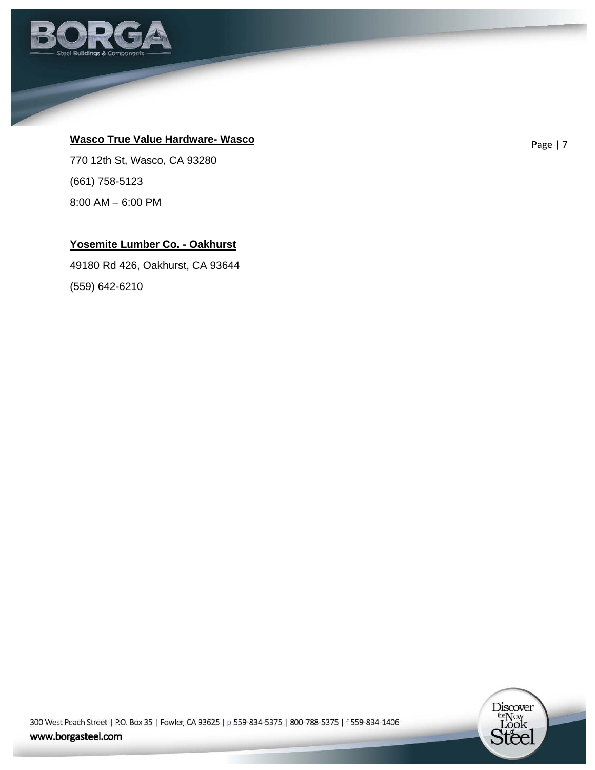**Wasco True Value Hardware- Wasco**

770 12th St, Wasco, CA 93280

(661) 758-5123

8:00 AM – 6:00 PM

**Yosemite Lumber Co. - Oakhurst**

49180 Rd 426, Oakhurst, CA 93644

(559) 642-6210